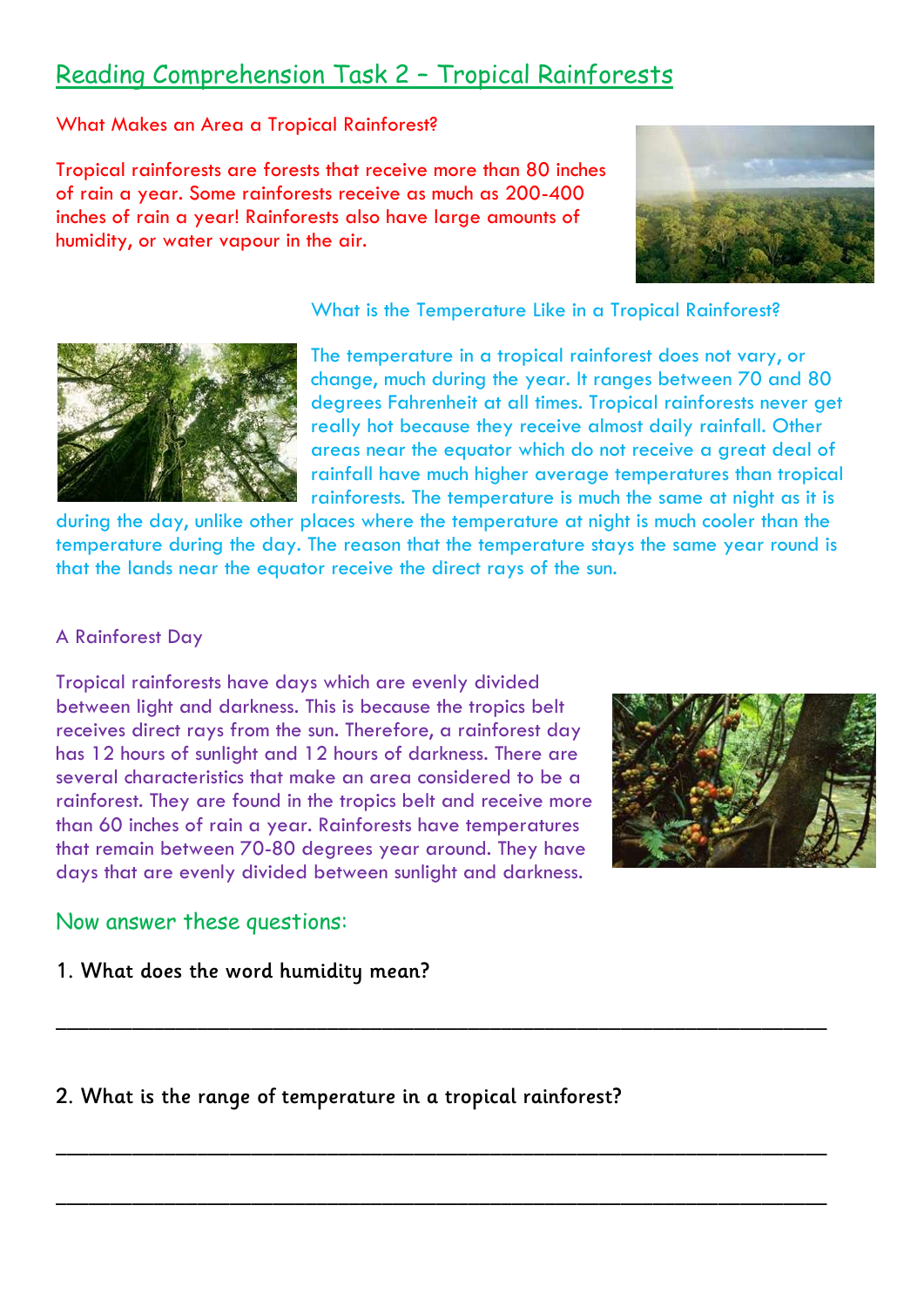# Reading Comprehension Task 2 – Tropical Rainforests

### What Makes an Area a Tropical Rainforest?

Tropical rainforests are forests that receive more than 80 inches of rain a year. Some rainforests receive as much as 200-400 inches of rain a year! Rainforests also have large amounts of humidity, or water vapour in the air.

### What is the Temperature Like in a Tropical Rainforest?

The temperature in a tropical rainforest does not vary, or change, much during the year. It ranges between 70 and 80 degrees Fahrenheit at all times. Tropical rainforests never get really hot because they receive almost daily rainfall. Other areas near the equator which do not receive a great deal of rainfall have much higher average temperatures than tropical rainforests. The temperature is much the same at night as it is during the day, unlike other places where the temperature at night is much cooler than the temperature during the day. The reason that the temperature stays the same year round is that the lands near the equator receive the direct rays of the sun.

### A Rainforest Day

Tropical rainforests have days which are evenly divided between light and darkness. This is because the tropics belt receives direct rays from the sun. Therefore, a rainforest day has 12 hours of sunlight and 12 hours of darkness. There are several characteristics that make an area considered to be a rainforest. They are found in the tropics belt and receive more than 60 inches of rain a year. Rainforests have temperatures that remain between 70-80 degrees year around. They have days that are evenly divided between sunlight and darkness.

## Now answer these questions:

1. What does the word humidity mean?

_______________________________________________________________

2. What is the range of temperature in a tropical rainforest?

_______________________________________________________________

_______________________________________________________________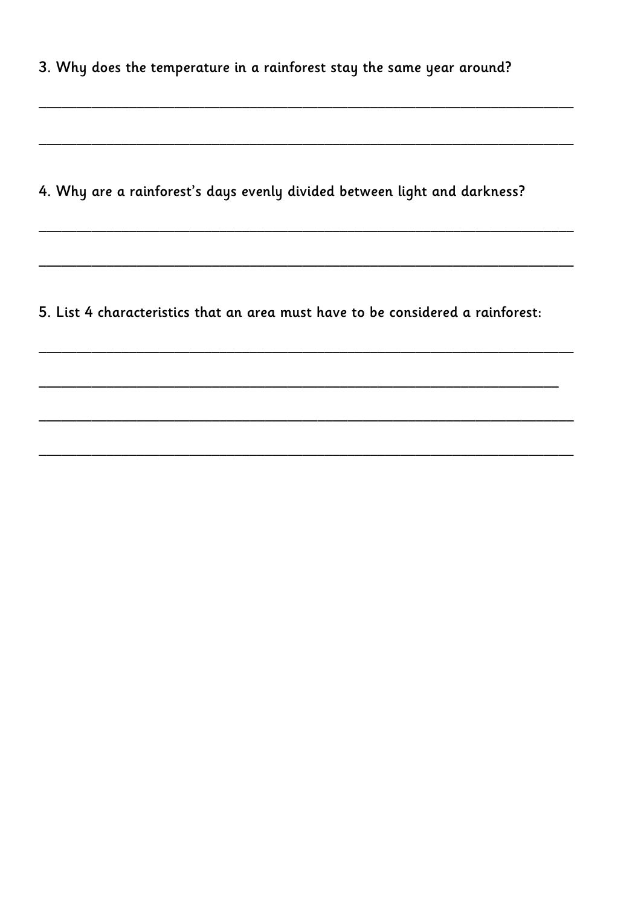3. Why does the temperature in a rainforest stay the same year around?

___________________________________________________________________________

___________________________________________________________________________

4. Why are a rainforest's days evenly divided between light and darkness?

___________________________________________________________________________

___________________________________________________________________________

5. List 4 characteristics that an area must have to be considered a rainforest:

___________________________________________________________________________

_________________________________________________________________________

___________________________________________________________________________

___________________________________________________________________________